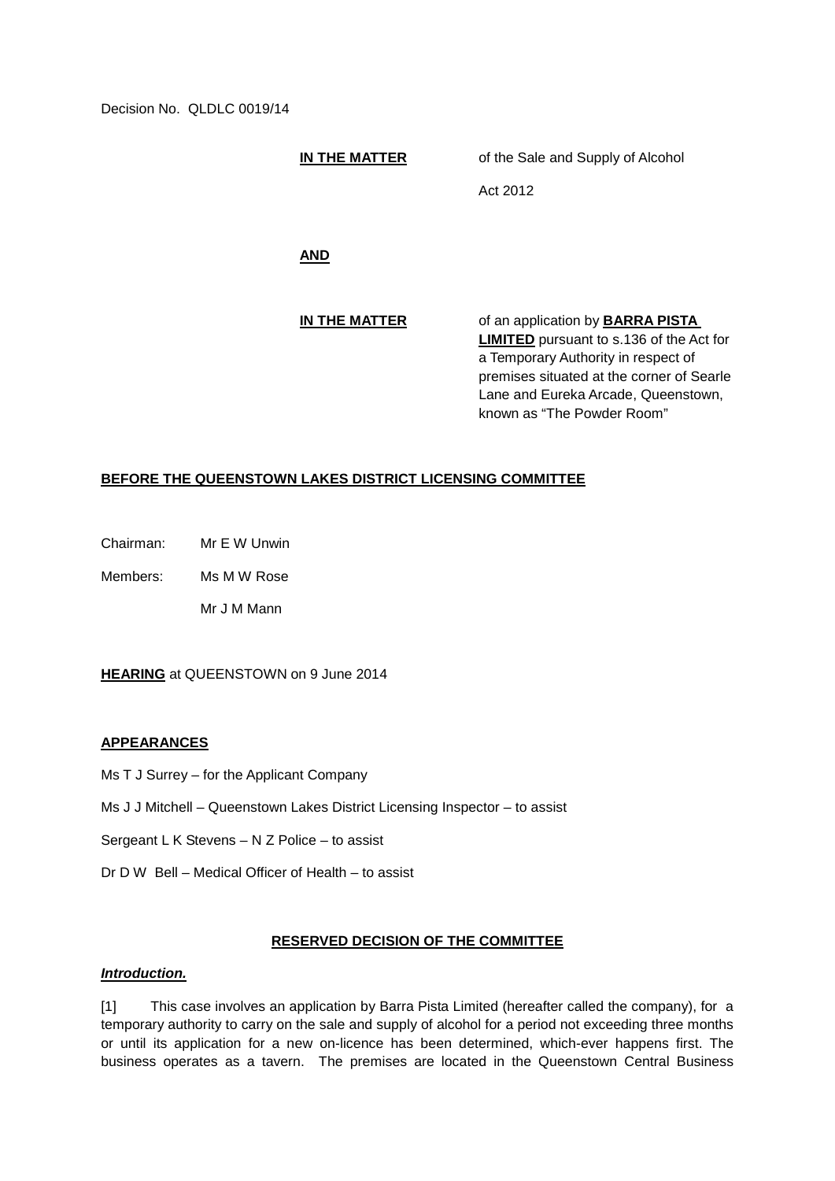Decision No. QLDLC 0019/14

**IN THE MATTER** of the Sale and Supply of Alcohol Act 2012

**AND**

**IN THE MATTER** of an application by **BARRA PISTA LIMITED** pursuant to s.136 of the Act for a Temporary Authority in respect of premises situated at the corner of Searle Lane and Eureka Arcade, Queenstown, known as "The Powder Room"

**BEFORE THE QUEENSTOWN LAKES DISTRICT LICENSING COMMITTEE**

Chairman: Mr E W Unwin

Members: Ms M W Rose

Mr J M Mann

**HEARING** at QUEENSTOWN on 9 June 2014

**APPEARANCES**

Ms T J Surrey – for the Applicant Company

Ms J J Mitchell – Queenstown Lakes District Licensing Inspector – to assist

Sergeant L K Stevens – N Z Police – to assist

Dr D W Bell – Medical Officer of Health – to assist

**RESERVED DECISION OF THE COMMITTEE**

***Introduction.***

[1] This case involves an application by Barra Pista Limited (hereafter called the company), for a temporary authority to carry on the sale and supply of alcohol for a period not exceeding three months or until its application for a new on-licence has been determined, which-ever happens first. The business operates as a tavern. The premises are located in the Queenstown Central Business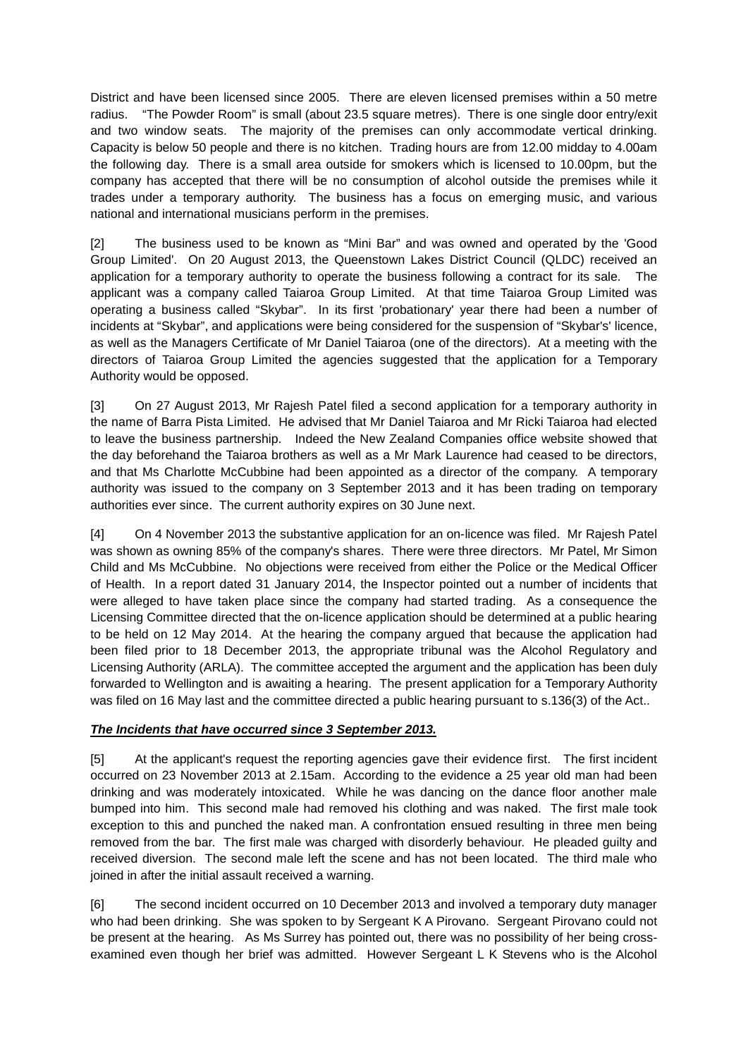District and have been licensed since 2005. There are eleven licensed premises within a 50 metre radius. "The Powder Room" is small (about 23.5 square metres). There is one single door entry/exit and two window seats. The majority of the premises can only accommodate vertical drinking. Capacity is below 50 people and there is no kitchen. Trading hours are from 12.00 midday to 4.00am the following day. There is a small area outside for smokers which is licensed to 10.00pm, but the company has accepted that there will be no consumption of alcohol outside the premises while it trades under a temporary authority. The business has a focus on emerging music, and various national and international musicians perform in the premises.

[2] The business used to be known as "Mini Bar" and was owned and operated by the 'Good Group Limited'. On 20 August 2013, the Queenstown Lakes District Council (QLDC) received an application for a temporary authority to operate the business following a contract for its sale. The applicant was a company called Taiaroa Group Limited. At that time Taiaroa Group Limited was operating a business called "Skybar". In its first 'probationary' year there had been a number of incidents at "Skybar", and applications were being considered for the suspension of "Skybar's' licence, as well as the Managers Certificate of Mr Daniel Taiaroa (one of the directors). At a meeting with the directors of Taiaroa Group Limited the agencies suggested that the application for a Temporary Authority would be opposed.

[3] On 27 August 2013, Mr Rajesh Patel filed a second application for a temporary authority in the name of Barra Pista Limited. He advised that Mr Daniel Taiaroa and Mr Ricki Taiaroa had elected to leave the business partnership. Indeed the New Zealand Companies office website showed that the day beforehand the Taiaroa brothers as well as a Mr Mark Laurence had ceased to be directors, and that Ms Charlotte McCubbine had been appointed as a director of the company. A temporary authority was issued to the company on 3 September 2013 and it has been trading on temporary authorities ever since. The current authority expires on 30 June next.

[4] On 4 November 2013 the substantive application for an on-licence was filed. Mr Rajesh Patel was shown as owning 85% of the company's shares. There were three directors. Mr Patel, Mr Simon Child and Ms McCubbine. No objections were received from either the Police or the Medical Officer of Health. In a report dated 31 January 2014, the Inspector pointed out a number of incidents that were alleged to have taken place since the company had started trading. As a consequence the Licensing Committee directed that the on-licence application should be determined at a public hearing to be held on 12 May 2014. At the hearing the company argued that because the application had been filed prior to 18 December 2013, the appropriate tribunal was the Alcohol Regulatory and Licensing Authority (ARLA). The committee accepted the argument and the application has been duly forwarded to Wellington and is awaiting a hearing. The present application for a Temporary Authority was filed on 16 May last and the committee directed a public hearing pursuant to s.136(3) of the Act..

***The Incidents that have occurred since 3 September 2013.***

[5] At the applicant's request the reporting agencies gave their evidence first. The first incident occurred on 23 November 2013 at 2.15am. According to the evidence a 25 year old man had been drinking and was moderately intoxicated. While he was dancing on the dance floor another male bumped into him. This second male had removed his clothing and was naked. The first male took exception to this and punched the naked man. A confrontation ensued resulting in three men being removed from the bar. The first male was charged with disorderly behaviour. He pleaded guilty and received diversion. The second male left the scene and has not been located. The third male who joined in after the initial assault received a warning.

[6] The second incident occurred on 10 December 2013 and involved a temporary duty manager who had been drinking. She was spoken to by Sergeant K A Pirovano. Sergeant Pirovano could not be present at the hearing. As Ms Surrey has pointed out, there was no possibility of her being cross-examined even though her brief was admitted. However Sergeant L K Stevens who is the Alcohol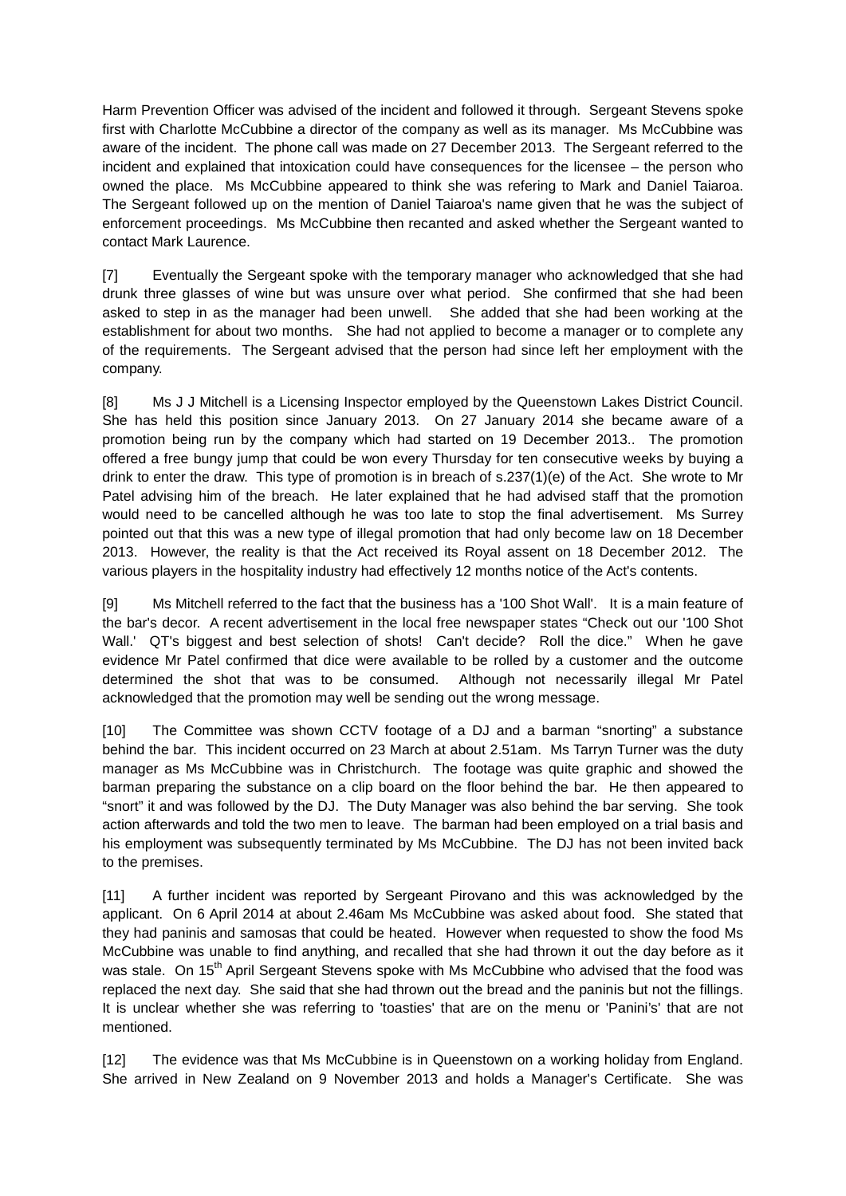Harm Prevention Officer was advised of the incident and followed it through. Sergeant Stevens spoke first with Charlotte McCubbine a director of the company as well as its manager. Ms McCubbine was aware of the incident. The phone call was made on 27 December 2013. The Sergeant referred to the incident and explained that intoxication could have consequences for the licensee – the person who owned the place. Ms McCubbine appeared to think she was refering to Mark and Daniel Taiaroa. The Sergeant followed up on the mention of Daniel Taiaroa's name given that he was the subject of enforcement proceedings. Ms McCubbine then recanted and asked whether the Sergeant wanted to contact Mark Laurence.

[7] Eventually the Sergeant spoke with the temporary manager who acknowledged that she had drunk three glasses of wine but was unsure over what period. She confirmed that she had been asked to step in as the manager had been unwell. She added that she had been working at the establishment for about two months. She had not applied to become a manager or to complete any of the requirements. The Sergeant advised that the person had since left her employment with the company.

[8] Ms J J Mitchell is a Licensing Inspector employed by the Queenstown Lakes District Council. She has held this position since January 2013. On 27 January 2014 she became aware of a promotion being run by the company which had started on 19 December 2013.. The promotion offered a free bungy jump that could be won every Thursday for ten consecutive weeks by buying a drink to enter the draw. This type of promotion is in breach of s.237(1)(e) of the Act. She wrote to Mr Patel advising him of the breach. He later explained that he had advised staff that the promotion would need to be cancelled although he was too late to stop the final advertisement. Ms Surrey pointed out that this was a new type of illegal promotion that had only become law on 18 December 2013. However, the reality is that the Act received its Royal assent on 18 December 2012. The various players in the hospitality industry had effectively 12 months notice of the Act's contents.

[9] Ms Mitchell referred to the fact that the business has a '100 Shot Wall'. It is a main feature of the bar's decor. A recent advertisement in the local free newspaper states "Check out our '100 Shot Wall.' QT's biggest and best selection of shots! Can't decide? Roll the dice." When he gave evidence Mr Patel confirmed that dice were available to be rolled by a customer and the outcome determined the shot that was to be consumed. Although not necessarily illegal Mr Patel acknowledged that the promotion may well be sending out the wrong message.

[10] The Committee was shown CCTV footage of a DJ and a barman "snorting" a substance behind the bar. This incident occurred on 23 March at about 2.51am. Ms Tarryn Turner was the duty manager as Ms McCubbine was in Christchurch. The footage was quite graphic and showed the barman preparing the substance on a clip board on the floor behind the bar. He then appeared to "snort" it and was followed by the DJ. The Duty Manager was also behind the bar serving. She took action afterwards and told the two men to leave. The barman had been employed on a trial basis and his employment was subsequently terminated by Ms McCubbine. The DJ has not been invited back to the premises.

[11] A further incident was reported by Sergeant Pirovano and this was acknowledged by the applicant. On 6 April 2014 at about 2.46am Ms McCubbine was asked about food. She stated that they had paninis and samosas that could be heated. However when requested to show the food Ms McCubbine was unable to find anything, and recalled that she had thrown it out the day before as it was stale. On 15th April Sergeant Stevens spoke with Ms McCubbine who advised that the food was replaced the next day. She said that she had thrown out the bread and the paninis but not the fillings. It is unclear whether she was referring to 'toasties' that are on the menu or 'Panini's' that are not mentioned.

[12] The evidence was that Ms McCubbine is in Queenstown on a working holiday from England. She arrived in New Zealand on 9 November 2013 and holds a Manager's Certificate. She was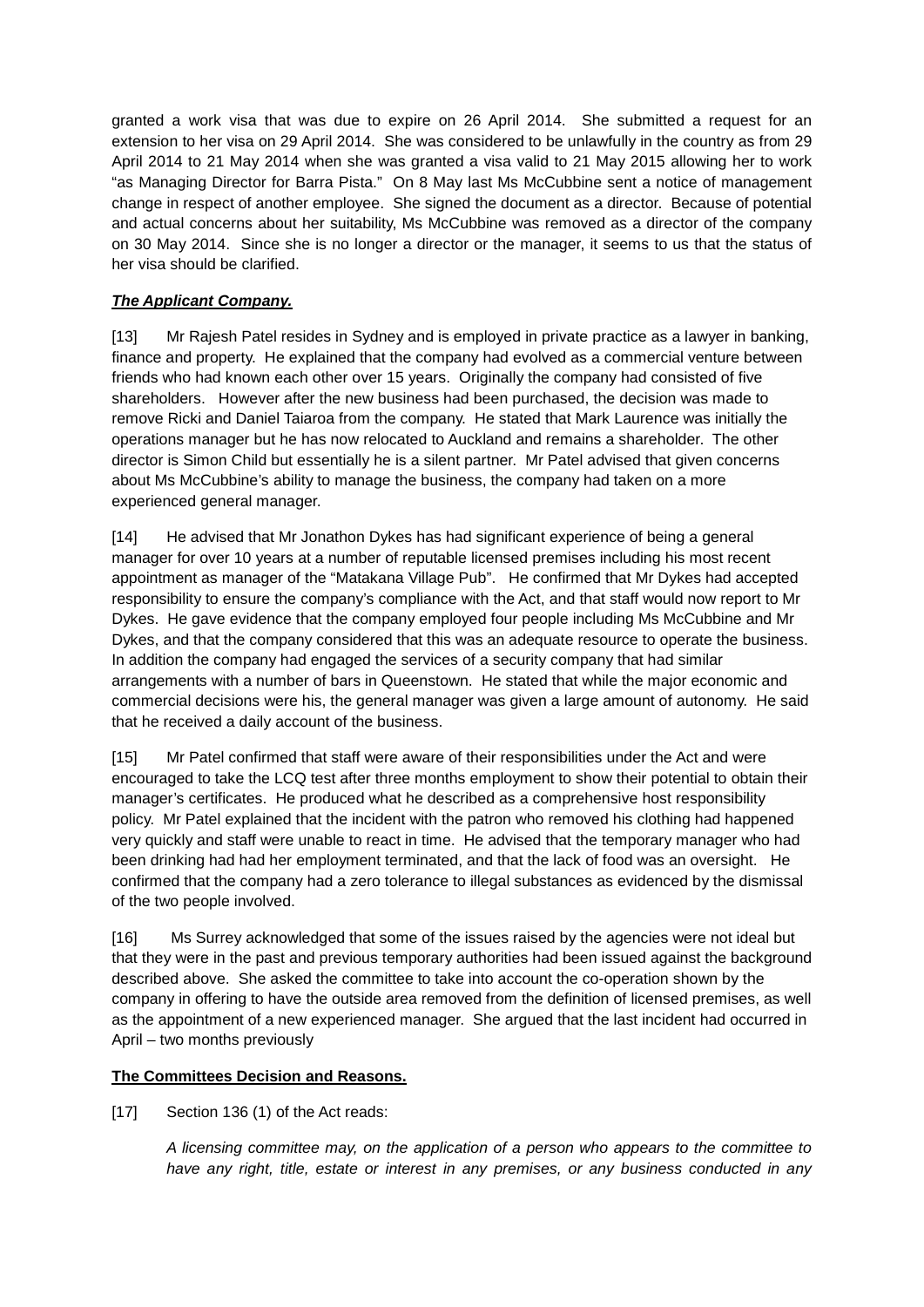granted a work visa that was due to expire on 26 April 2014. She submitted a request for an extension to her visa on 29 April 2014. She was considered to be unlawfully in the country as from 29 April 2014 to 21 May 2014 when she was granted a visa valid to 21 May 2015 allowing her to work "as Managing Director for Barra Pista." On 8 May last Ms McCubbine sent a notice of management change in respect of another employee. She signed the document as a director. Because of potential and actual concerns about her suitability, Ms McCubbine was removed as a director of the company on 30 May 2014. Since she is no longer a director or the manager, it seems to us that the status of her visa should be clarified.

***The Applicant Company.***

[13] Mr Rajesh Patel resides in Sydney and is employed in private practice as a lawyer in banking, finance and property. He explained that the company had evolved as a commercial venture between friends who had known each other over 15 years. Originally the company had consisted of five shareholders. However after the new business had been purchased, the decision was made to remove Ricki and Daniel Taiaroa from the company. He stated that Mark Laurence was initially the operations manager but he has now relocated to Auckland and remains a shareholder. The other director is Simon Child but essentially he is a silent partner. Mr Patel advised that given concerns about Ms McCubbine's ability to manage the business, the company had taken on a more experienced general manager.

[14] He advised that Mr Jonathon Dykes has had significant experience of being a general manager for over 10 years at a number of reputable licensed premises including his most recent appointment as manager of the "Matakana Village Pub". He confirmed that Mr Dykes had accepted responsibility to ensure the company's compliance with the Act, and that staff would now report to Mr Dykes. He gave evidence that the company employed four people including Ms McCubbine and Mr Dykes, and that the company considered that this was an adequate resource to operate the business. In addition the company had engaged the services of a security company that had similar arrangements with a number of bars in Queenstown. He stated that while the major economic and commercial decisions were his, the general manager was given a large amount of autonomy. He said that he received a daily account of the business.

[15] Mr Patel confirmed that staff were aware of their responsibilities under the Act and were encouraged to take the LCQ test after three months employment to show their potential to obtain their manager's certificates. He produced what he described as a comprehensive host responsibility policy. Mr Patel explained that the incident with the patron who removed his clothing had happened very quickly and staff were unable to react in time. He advised that the temporary manager who had been drinking had had her employment terminated, and that the lack of food was an oversight. He confirmed that the company had a zero tolerance to illegal substances as evidenced by the dismissal of the two people involved.

[16] Ms Surrey acknowledged that some of the issues raised by the agencies were not ideal but that they were in the past and previous temporary authorities had been issued against the background described above. She asked the committee to take into account the co-operation shown by the company in offering to have the outside area removed from the definition of licensed premises, as well as the appointment of a new experienced manager. She argued that the last incident had occurred in April – two months previously

**The Committees Decision and Reasons.**

[17] Section 136 (1) of the Act reads:

> *A licensing committee may, on the application of a person who appears to the committee to have any right, title, estate or interest in any premises, or any business conducted in any*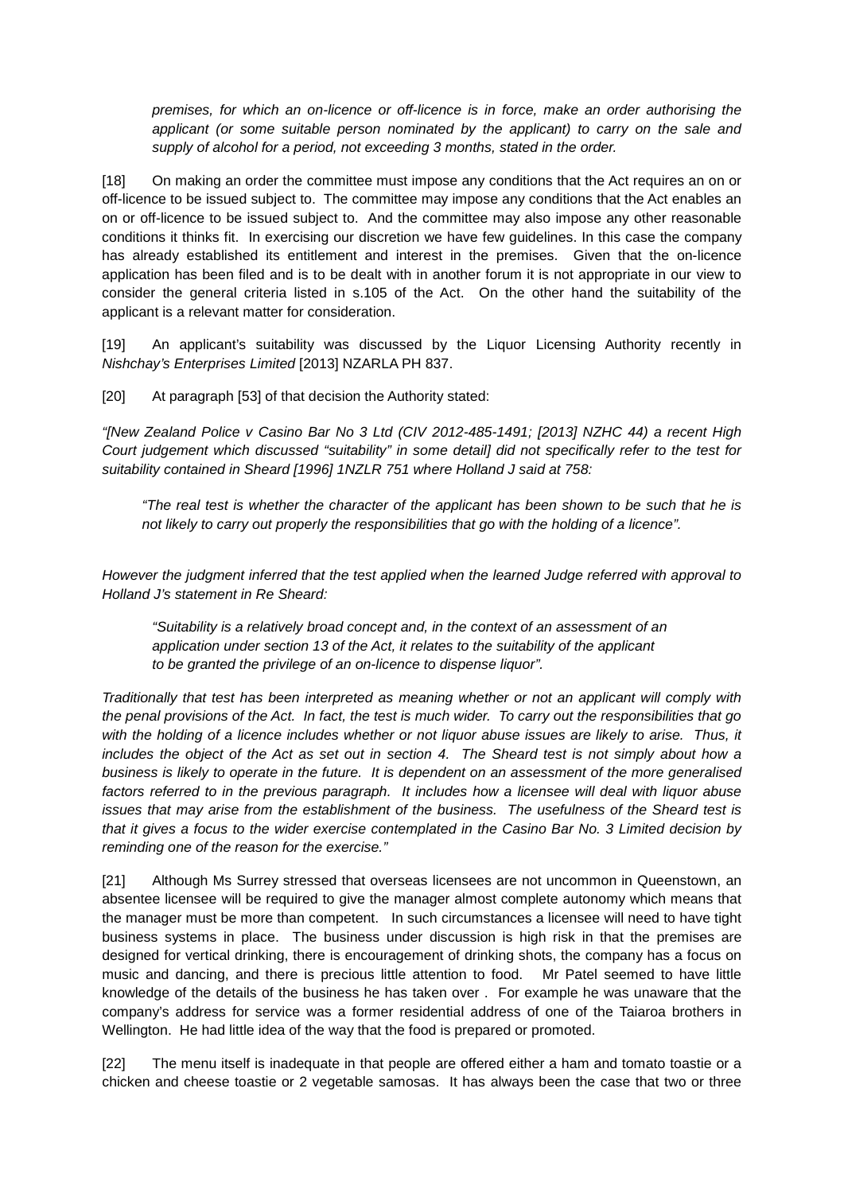*premises, for which an on-licence or off-licence is in force, make an order authorising the applicant (or some suitable person nominated by the applicant) to carry on the sale and supply of alcohol for a period, not exceeding 3 months, stated in the order.*

[18] On making an order the committee must impose any conditions that the Act requires an on or off-licence to be issued subject to. The committee may impose any conditions that the Act enables an on or off-licence to be issued subject to. And the committee may also impose any other reasonable conditions it thinks fit. In exercising our discretion we have few guidelines. In this case the company has already established its entitlement and interest in the premises. Given that the on-licence application has been filed and is to be dealt with in another forum it is not appropriate in our view to consider the general criteria listed in s.105 of the Act. On the other hand the suitability of the applicant is a relevant matter for consideration.

[19] An applicant's suitability was discussed by the Liquor Licensing Authority recently in *Nishchay's Enterprises Limited* [2013] NZARLA PH 837.

[20] At paragraph [53] of that decision the Authority stated:

*"[New Zealand Police v Casino Bar No 3 Ltd (CIV 2012-485-1491; [2013] NZHC 44) a recent High Court judgement which discussed "suitability" in some detail] did not specifically refer to the test for suitability contained in Sheard [1996] 1NZLR 751 where Holland J said at 758:*

> *"The real test is whether the character of the applicant has been shown to be such that he is not likely to carry out properly the responsibilities that go with the holding of a licence".*

*However the judgment inferred that the test applied when the learned Judge referred with approval to Holland J's statement in Re Sheard:*

> *"Suitability is a relatively broad concept and, in the context of an assessment of an application under section 13 of the Act, it relates to the suitability of the applicant to be granted the privilege of an on-licence to dispense liquor".*

*Traditionally that test has been interpreted as meaning whether or not an applicant will comply with the penal provisions of the Act. In fact, the test is much wider. To carry out the responsibilities that go with the holding of a licence includes whether or not liquor abuse issues are likely to arise. Thus, it includes the object of the Act as set out in section 4. The Sheard test is not simply about how a business is likely to operate in the future. It is dependent on an assessment of the more generalised factors referred to in the previous paragraph. It includes how a licensee will deal with liquor abuse issues that may arise from the establishment of the business. The usefulness of the Sheard test is that it gives a focus to the wider exercise contemplated in the Casino Bar No. 3 Limited decision by reminding one of the reason for the exercise."*

[21] Although Ms Surrey stressed that overseas licensees are not uncommon in Queenstown, an absentee licensee will be required to give the manager almost complete autonomy which means that the manager must be more than competent. In such circumstances a licensee will need to have tight business systems in place. The business under discussion is high risk in that the premises are designed for vertical drinking, there is encouragement of drinking shots, the company has a focus on music and dancing, and there is precious little attention to food. Mr Patel seemed to have little knowledge of the details of the business he has taken over . For example he was unaware that the company's address for service was a former residential address of one of the Taiaroa brothers in Wellington. He had little idea of the way that the food is prepared or promoted.

[22] The menu itself is inadequate in that people are offered either a ham and tomato toastie or a chicken and cheese toastie or 2 vegetable samosas. It has always been the case that two or three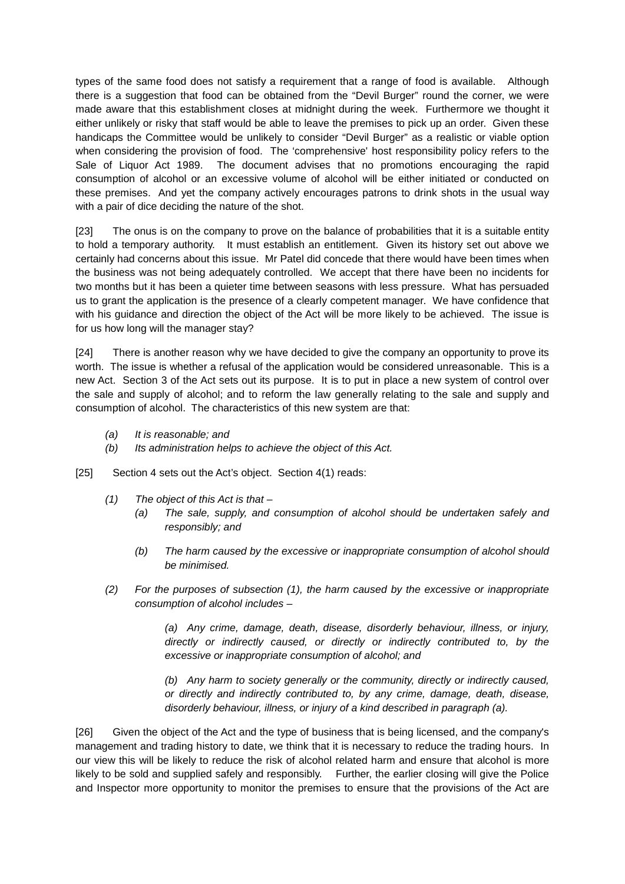types of the same food does not satisfy a requirement that a range of food is available. Although there is a suggestion that food can be obtained from the "Devil Burger" round the corner, we were made aware that this establishment closes at midnight during the week. Furthermore we thought it either unlikely or risky that staff would be able to leave the premises to pick up an order. Given these handicaps the Committee would be unlikely to consider "Devil Burger" as a realistic or viable option when considering the provision of food. The 'comprehensive' host responsibility policy refers to the Sale of Liquor Act 1989. The document advises that no promotions encouraging the rapid consumption of alcohol or an excessive volume of alcohol will be either initiated or conducted on these premises. And yet the company actively encourages patrons to drink shots in the usual way with a pair of dice deciding the nature of the shot.

[23] The onus is on the company to prove on the balance of probabilities that it is a suitable entity to hold a temporary authority. It must establish an entitlement. Given its history set out above we certainly had concerns about this issue. Mr Patel did concede that there would have been times when the business was not being adequately controlled. We accept that there have been no incidents for two months but it has been a quieter time between seasons with less pressure. What has persuaded us to grant the application is the presence of a clearly competent manager. We have confidence that with his guidance and direction the object of the Act will be more likely to be achieved. The issue is for us how long will the manager stay?

[24] There is another reason why we have decided to give the company an opportunity to prove its worth. The issue is whether a refusal of the application would be considered unreasonable. This is a new Act. Section 3 of the Act sets out its purpose. It is to put in place a new system of control over the sale and supply of alcohol; and to reform the law generally relating to the sale and supply and consumption of alcohol. The characteristics of this new system are that:

> *(a) It is reasonable; and*
>
> *(b) Its administration helps to achieve the object of this Act.*

[25] Section 4 sets out the Act's object. Section 4(1) reads:

> *(1) The object of this Act is that –*
>
> > *(a) The sale, supply, and consumption of alcohol should be undertaken safely and responsibly; and*
> >
> > *(b) The harm caused by the excessive or inappropriate consumption of alcohol should be minimised.*
>
> *(2) For the purposes of subsection (1), the harm caused by the excessive or inappropriate consumption of alcohol includes –*
>
> > *(a) Any crime, damage, death, disease, disorderly behaviour, illness, or injury, directly or indirectly caused, or directly or indirectly contributed to, by the excessive or inappropriate consumption of alcohol; and*
> >
> > *(b) Any harm to society generally or the community, directly or indirectly caused, or directly and indirectly contributed to, by any crime, damage, death, disease, disorderly behaviour, illness, or injury of a kind described in paragraph (a).*

[26] Given the object of the Act and the type of business that is being licensed, and the company's management and trading history to date, we think that it is necessary to reduce the trading hours. In our view this will be likely to reduce the risk of alcohol related harm and ensure that alcohol is more likely to be sold and supplied safely and responsibly. Further, the earlier closing will give the Police and Inspector more opportunity to monitor the premises to ensure that the provisions of the Act are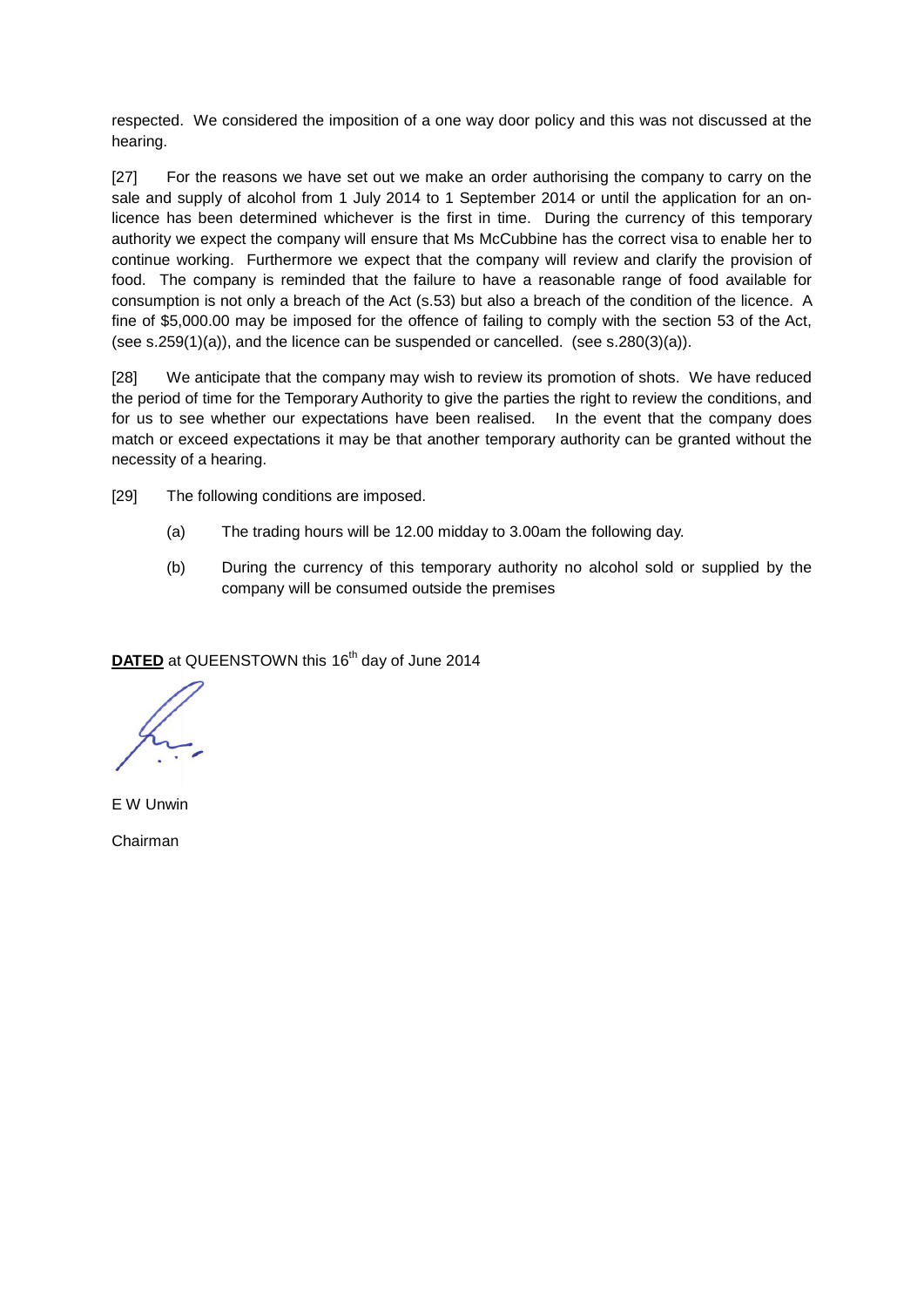respected. We considered the imposition of a one way door policy and this was not discussed at the hearing.

[27] For the reasons we have set out we make an order authorising the company to carry on the sale and supply of alcohol from 1 July 2014 to 1 September 2014 or until the application for an on-licence has been determined whichever is the first in time. During the currency of this temporary authority we expect the company will ensure that Ms McCubbine has the correct visa to enable her to continue working. Furthermore we expect that the company will review and clarify the provision of food. The company is reminded that the failure to have a reasonable range of food available for consumption is not only a breach of the Act (s.53) but also a breach of the condition of the licence. A fine of $5,000.00 may be imposed for the offence of failing to comply with the section 53 of the Act, (see s.259(1)(a)), and the licence can be suspended or cancelled. (see s.280(3)(a)).

[28] We anticipate that the company may wish to review its promotion of shots. We have reduced the period of time for the Temporary Authority to give the parties the right to review the conditions, and for us to see whether our expectations have been realised. In the event that the company does match or exceed expectations it may be that another temporary authority can be granted without the necessity of a hearing.

[29] The following conditions are imposed.

(a) The trading hours will be 12.00 midday to 3.00am the following day.

(b) During the currency of this temporary authority no alcohol sold or supplied by the company will be consumed outside the premises

**DATED** at QUEENSTOWN this 16th day of June 2014

E W Unwin

Chairman